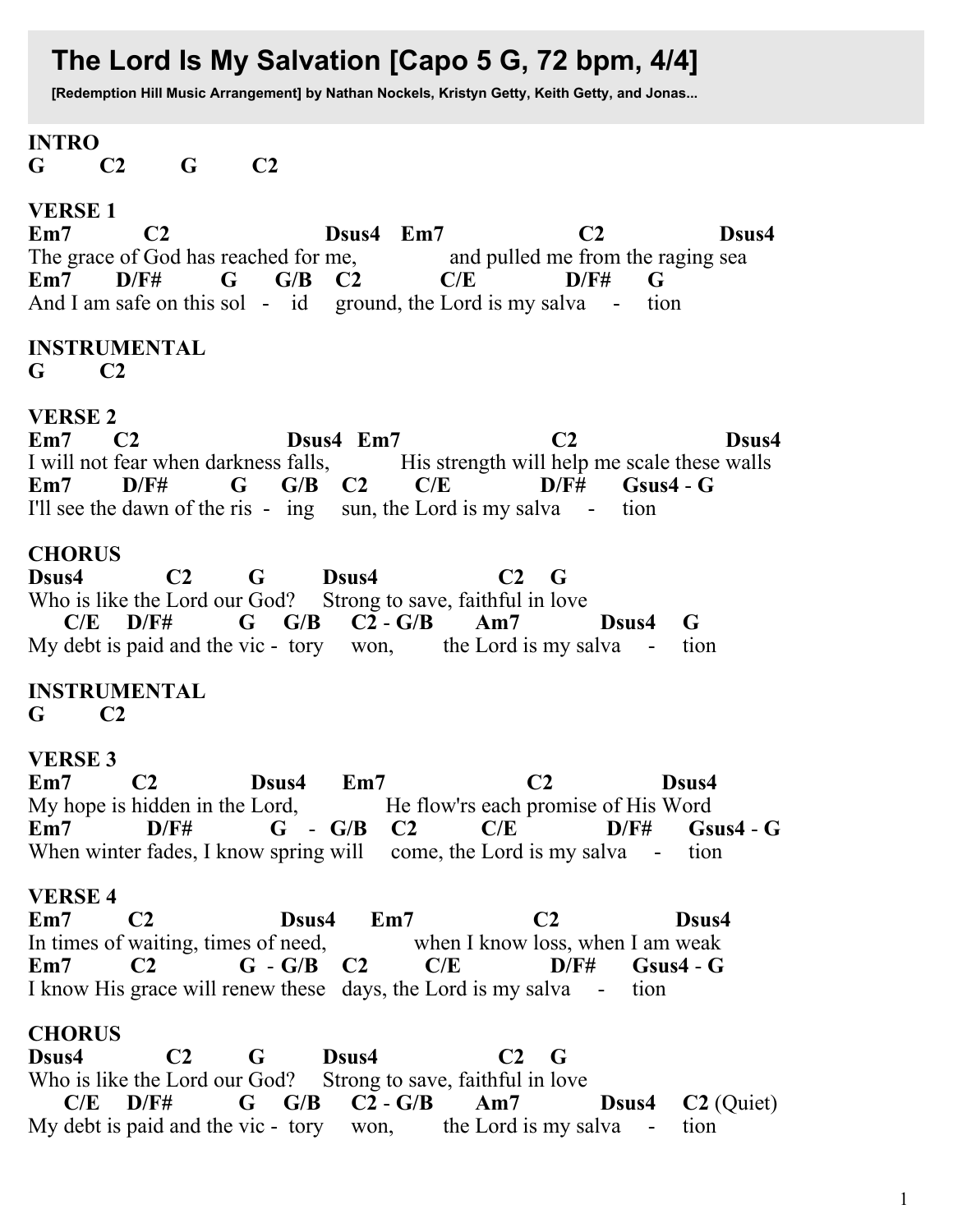# The Lord Is My Salvation [Capo 5 G, 72 bpm, 4/4]

**[Redemption Hill Music Arrangement] by Nathan Nockels, Kristyn Getty, Keith Getty, and Jonas...**

```
INTRO
G        C2        G        C2

VERSE 1
Em7          C2                     Dsus4   Em7                 C2              Dsus4
The grace of God has reached for me,            and pulled me from the raging sea
Em7      D/F#         G     G/B    C2          C/E          D/F#       G
And I am safe on this sol  -   id     ground, the Lord is my salva    -    tion

INSTRUMENTAL
G        C2

VERSE 2
Em7     C2                    Dsus4  Em7                   C2                  Dsus4
I will not fear when darkness falls,          His strength will help me scale these walls
Em7       D/F#        G      G/B    C2      C/E           D/F#       Gsus4 - G
I'll see the dawn of the ris  -   ing    sun, the Lord is my salva    -    tion

CHORUS
Dsus4          C2        G        Dsus4              C2    G
Who is like the Lord our God?    Strong to save, faithful in love
    C/E    D/F#          G     G/B     C2 - G/B      Am7        Dsus4    G
My debt is paid and the vic -  tory     won,        the Lord is my salva    -    tion

INSTRUMENTAL
G        C2

VERSE 3
Em7         C2             Dsus4      Em7                   C2             Dsus4
My hope is hidden in the Lord,            He flow'rs each promise of His Word
Em7           D/F#           G   -  G/B    C2        C/E           D/F#      Gsus4 - G
When winter fades, I know spring will     come, the Lord is my salva    -    tion

VERSE 4
Em7        C2                 Dsus4      Em7               C2                Dsus4
In times of waiting, times of need,            when I know loss, when I am weak
Em7        C2              G  - G/B    C2        C/E           D/F#      Gsus4 - G
I know His grace will renew these   days, the Lord is my salva    -    tion

CHORUS
Dsus4          C2        G        Dsus4              C2    G
Who is like the Lord our God?    Strong to save, faithful in love
    C/E    D/F#          G     G/B     C2 - G/B      Am7        Dsus4    C2 (Quiet)
My debt is paid and the vic -  tory     won,        the Lord is my salva    -    tion
```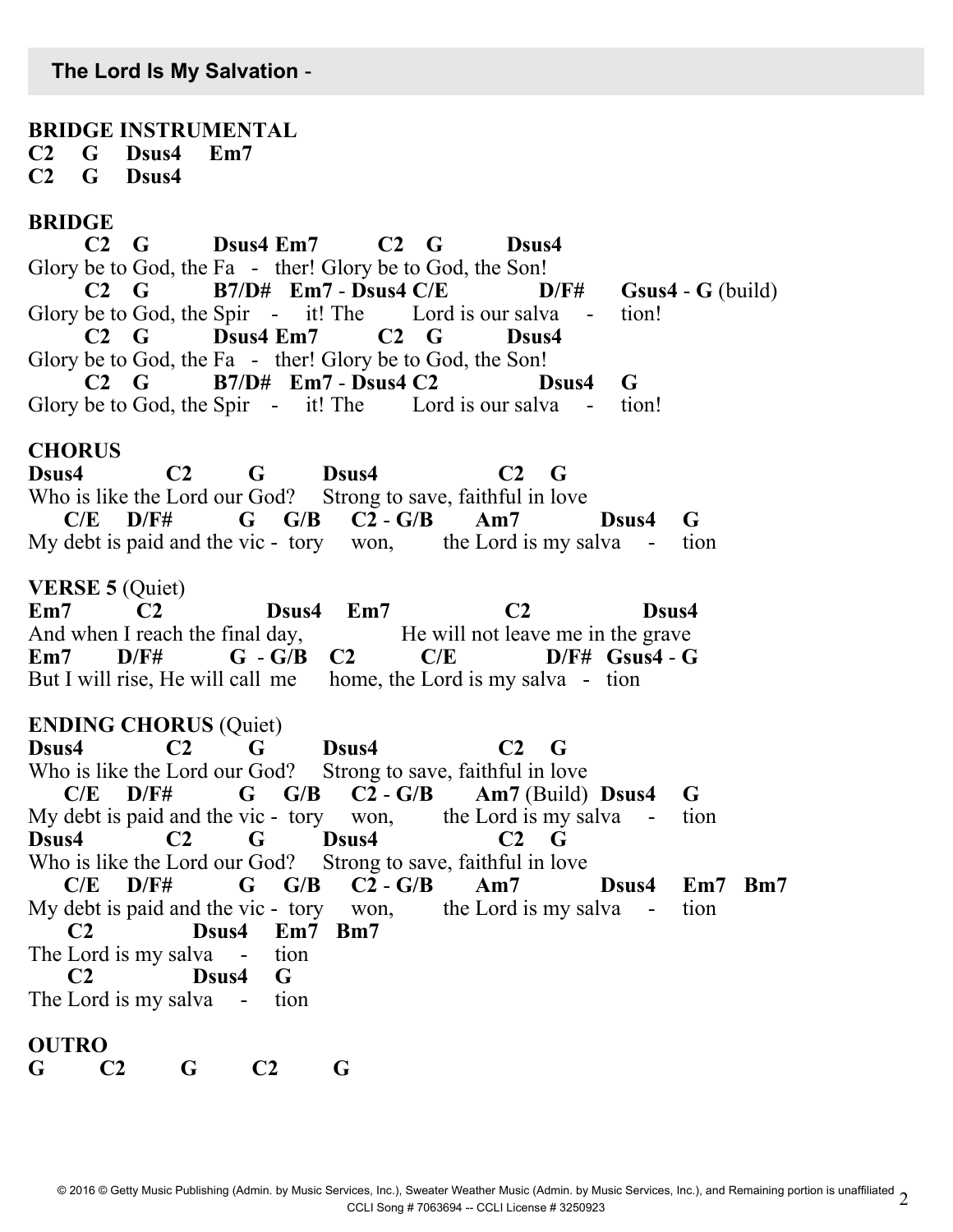**The Lord Is My Salvation** -

**BRIDGE INSTRUMENTAL**

```
C2    G    Dsus4    Em7
C2    G    Dsus4
```

**BRIDGE**

```
       C2   G         Dsus4 Em7        C2   G         Dsus4
Glory be to God, the Fa  -  ther! Glory be to God, the Son!
       C2   G         B7/D#   Em7 - Dsus4 C/E           D/F#      Gsus4 - G (build)
Glory be to God, the Spir  -   it! The      Lord is our salva   -    tion!
       C2   G         Dsus4 Em7        C2   G         Dsus4
Glory be to God, the Fa  -  ther! Glory be to God, the Son!
       C2   G         B7/D#   Em7 - Dsus4 C2            Dsus4    G
Glory be to God, the Spir  -   it! The      Lord is our salva   -    tion!
```

**CHORUS**

```
Dsus4          C2        G        Dsus4              C2   G
Who is like the Lord our God?    Strong to save, faithful in love
    C/E    D/F#         G    G/B    C2 - G/B      Am7          Dsus4    G
My debt is paid and the vic -  tory    won,       the Lord is my salva    -     tion
```

**VERSE 5** (Quiet)

```
Em7         C2                Dsus4    Em7               C2               Dsus4
And when I reach the final day,              He will not leave me in the grave
Em7       D/F#         G  - G/B    C2         C/E          D/F#  Gsus4 - G
But I will rise, He will call  me      home, the Lord is my salva  -  tion
```

**ENDING CHORUS** (Quiet)

```
Dsus4          C2        G        Dsus4              C2   G
Who is like the Lord our God?    Strong to save, faithful in love
    C/E    D/F#         G    G/B    C2 - G/B      Am7 (Build)  Dsus4    G
My debt is paid and the vic -  tory    won,       the Lord is my salva    -     tion
Dsus4          C2        G        Dsus4              C2   G
Who is like the Lord our God?    Strong to save, faithful in love
    C/E    D/F#         G    G/B    C2 - G/B      Am7          Dsus4    Em7   Bm7
My debt is paid and the vic -  tory    won,       the Lord is my salva    -     tion
    C2            Dsus4    Em7   Bm7
The Lord is my salva   -    tion
    C2            Dsus4    G
The Lord is my salva   -    tion
```

**OUTRO**

```
G       C2       G       C2       G
```

© 2016 © Getty Music Publishing (Admin. by Music Services, Inc.), Sweater Weather Music (Admin. by Music Services, Inc.), and Remaining portion is unaffiliated
CCLI Song # 7063694 -- CCLI License # 3250923